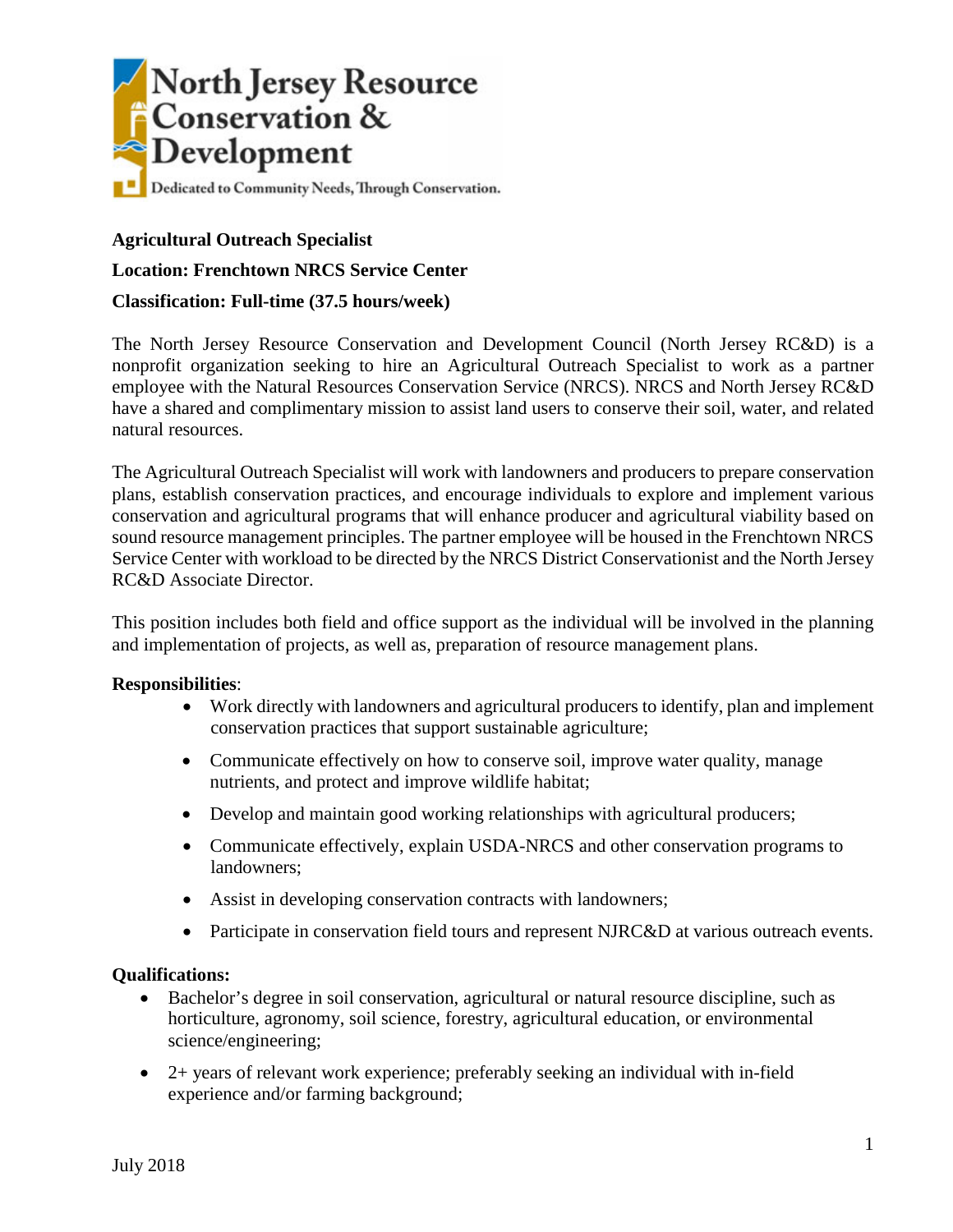North Jersey Resource Conservation & Development

Dedicated to Community Needs, Through Conservation.

**Agricultural Outreach Specialist**

**Location: Frenchtown NRCS Service Center**

**Classification: Full-time (37.5 hours/week)**

The North Jersey Resource Conservation and Development Council (North Jersey RC&D) is a nonprofit organization seeking to hire an Agricultural Outreach Specialist to work as a partner employee with the Natural Resources Conservation Service (NRCS). NRCS and North Jersey RC&D have a shared and complimentary mission to assist land users to conserve their soil, water, and related natural resources.

The Agricultural Outreach Specialist will work with landowners and producers to prepare conservation plans, establish conservation practices, and encourage individuals to explore and implement various conservation and agricultural programs that will enhance producer and agricultural viability based on sound resource management principles. The partner employee will be housed in the Frenchtown NRCS Service Center with workload to be directed by the NRCS District Conservationist and the North Jersey RC&D Associate Director.

This position includes both field and office support as the individual will be involved in the planning and implementation of projects, as well as, preparation of resource management plans.

**Responsibilities**:

- Work directly with landowners and agricultural producers to identify, plan and implement conservation practices that support sustainable agriculture;
- Communicate effectively on how to conserve soil, improve water quality, manage nutrients, and protect and improve wildlife habitat;
- Develop and maintain good working relationships with agricultural producers;
- Communicate effectively, explain USDA-NRCS and other conservation programs to landowners;
- Assist in developing conservation contracts with landowners;
- Participate in conservation field tours and represent NJRC&D at various outreach events.

**Qualifications:**

- Bachelor's degree in soil conservation, agricultural or natural resource discipline, such as horticulture, agronomy, soil science, forestry, agricultural education, or environmental science/engineering;
- 2+ years of relevant work experience; preferably seeking an individual with in-field experience and/or farming background;

July 2018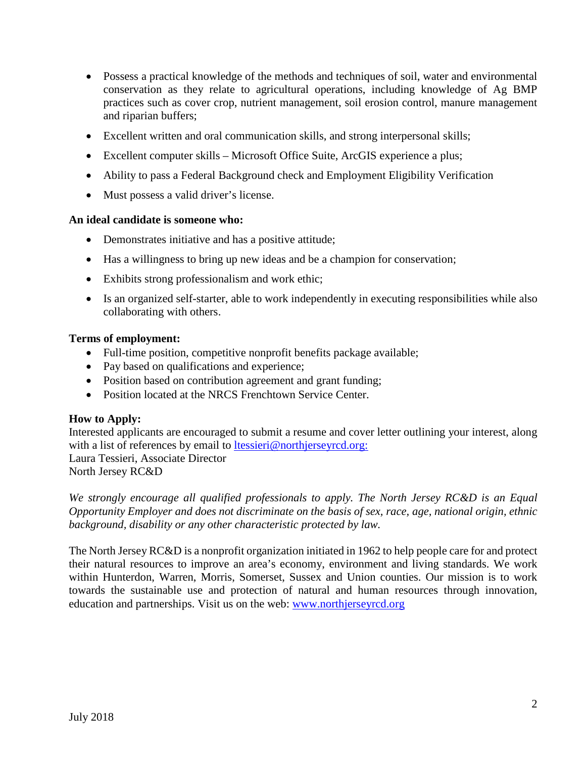- Possess a practical knowledge of the methods and techniques of soil, water and environmental conservation as they relate to agricultural operations, including knowledge of Ag BMP practices such as cover crop, nutrient management, soil erosion control, manure management and riparian buffers;
- Excellent written and oral communication skills, and strong interpersonal skills;
- Excellent computer skills – Microsoft Office Suite, ArcGIS experience a plus;
- Ability to pass a Federal Background check and Employment Eligibility Verification
- Must possess a valid driver's license.

**An ideal candidate is someone who:**

- Demonstrates initiative and has a positive attitude;
- Has a willingness to bring up new ideas and be a champion for conservation;
- Exhibits strong professionalism and work ethic;
- Is an organized self-starter, able to work independently in executing responsibilities while also collaborating with others.

**Terms of employment:**

- Full-time position, competitive nonprofit benefits package available;
- Pay based on qualifications and experience;
- Position based on contribution agreement and grant funding;
- Position located at the NRCS Frenchtown Service Center.

**How to Apply:**

Interested applicants are encouraged to submit a resume and cover letter outlining your interest, along with a list of references by email to ltessieri@northjerseyrcd.org:
Laura Tessieri, Associate Director
North Jersey RC&D

*We strongly encourage all qualified professionals to apply. The North Jersey RC&D is an Equal Opportunity Employer and does not discriminate on the basis of sex, race, age, national origin, ethnic background, disability or any other characteristic protected by law.*

The North Jersey RC&D is a nonprofit organization initiated in 1962 to help people care for and protect their natural resources to improve an area's economy, environment and living standards. We work within Hunterdon, Warren, Morris, Somerset, Sussex and Union counties. Our mission is to work towards the sustainable use and protection of natural and human resources through innovation, education and partnerships. Visit us on the web: www.northjerseyrcd.org

July 2018